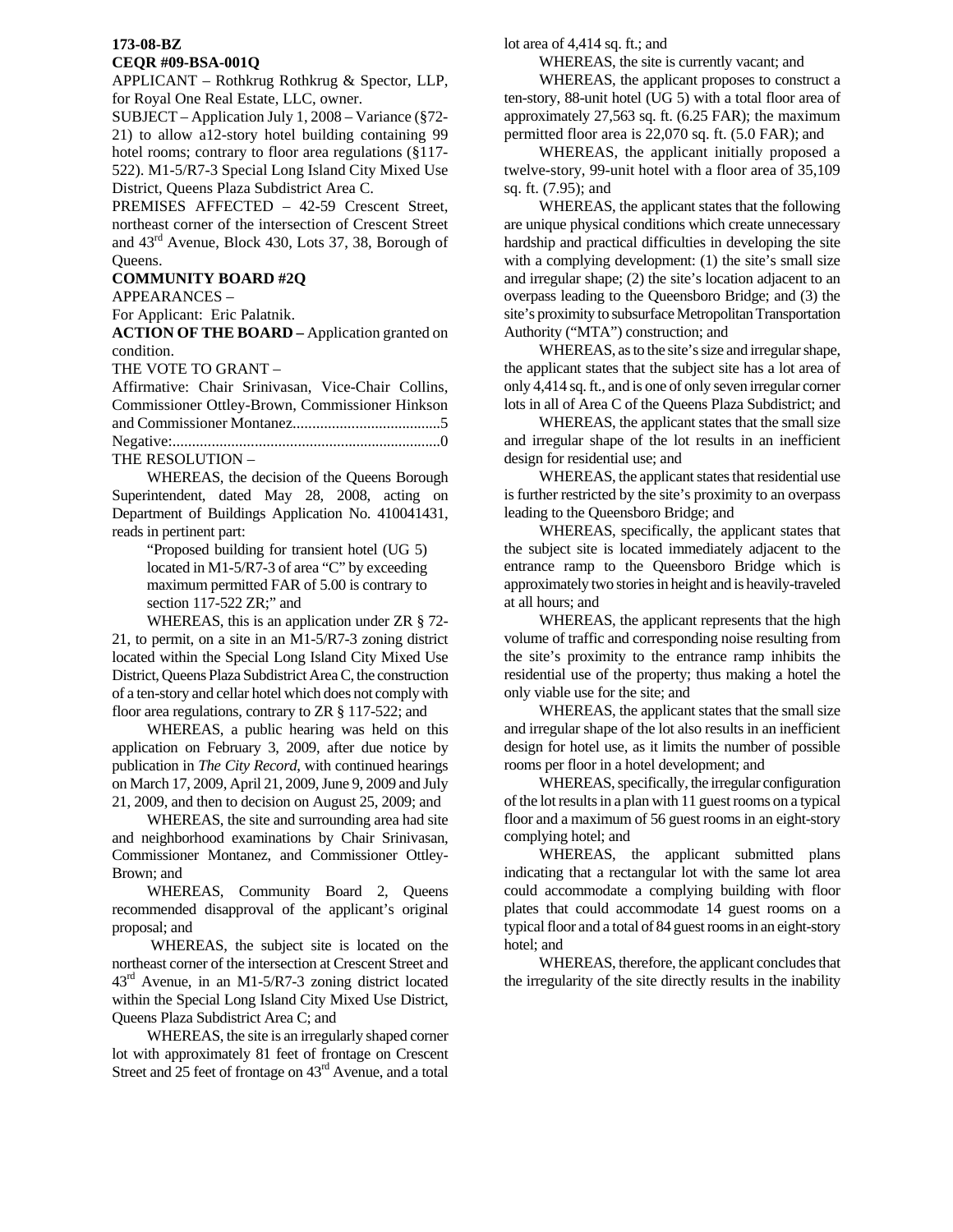**173-08-BZ**
**CEQR #09-BSA-001Q**

APPLICANT – Rothkrug Rothkrug & Spector, LLP, for Royal One Real Estate, LLC, owner.

SUBJECT – Application July 1, 2008 – Variance (§72-21) to allow a12-story hotel building containing 99 hotel rooms; contrary to floor area regulations (§117-522). M1-5/R7-3 Special Long Island City Mixed Use District, Queens Plaza Subdistrict Area C.

PREMISES AFFECTED – 42-59 Crescent Street, northeast corner of the intersection of Crescent Street and 43rd Avenue, Block 430, Lots 37, 38, Borough of Queens.

**COMMUNITY BOARD #2Q**

APPEARANCES –

For Applicant: Eric Palatnik.

**ACTION OF THE BOARD –** Application granted on condition.

THE VOTE TO GRANT –

Affirmative: Chair Srinivasan, Vice-Chair Collins, Commissioner Ottley-Brown, Commissioner Hinkson and Commissioner Montanez......................................5

Negative:.....................................................................0

THE RESOLUTION –

WHEREAS, the decision of the Queens Borough Superintendent, dated May 28, 2008, acting on Department of Buildings Application No. 410041431, reads in pertinent part:

> "Proposed building for transient hotel (UG 5) located in M1-5/R7-3 of area "C" by exceeding maximum permitted FAR of 5.00 is contrary to section 117-522 ZR;" and

WHEREAS, this is an application under ZR § 72-21, to permit, on a site in an M1-5/R7-3 zoning district located within the Special Long Island City Mixed Use District, Queens Plaza Subdistrict Area C, the construction of a ten-story and cellar hotel which does not comply with floor area regulations, contrary to ZR § 117-522; and

WHEREAS, a public hearing was held on this application on February 3, 2009, after due notice by publication in *The City Record*, with continued hearings on March 17, 2009, April 21, 2009, June 9, 2009 and July 21, 2009, and then to decision on August 25, 2009; and

WHEREAS, the site and surrounding area had site and neighborhood examinations by Chair Srinivasan, Commissioner Montanez, and Commissioner Ottley-Brown; and

WHEREAS, Community Board 2, Queens recommended disapproval of the applicant's original proposal; and

WHEREAS, the subject site is located on the northeast corner of the intersection at Crescent Street and 43rd Avenue, in an M1-5/R7-3 zoning district located within the Special Long Island City Mixed Use District, Queens Plaza Subdistrict Area C; and

WHEREAS, the site is an irregularly shaped corner lot with approximately 81 feet of frontage on Crescent Street and 25 feet of frontage on 43rd Avenue, and a total lot area of 4,414 sq. ft.; and

WHEREAS, the site is currently vacant; and

WHEREAS, the applicant proposes to construct a ten-story, 88-unit hotel (UG 5) with a total floor area of approximately 27,563 sq. ft. (6.25 FAR); the maximum permitted floor area is 22,070 sq. ft. (5.0 FAR); and

WHEREAS, the applicant initially proposed a twelve-story, 99-unit hotel with a floor area of 35,109 sq. ft. (7.95); and

WHEREAS, the applicant states that the following are unique physical conditions which create unnecessary hardship and practical difficulties in developing the site with a complying development: (1) the site's small size and irregular shape; (2) the site's location adjacent to an overpass leading to the Queensboro Bridge; and (3) the site's proximity to subsurface Metropolitan Transportation Authority ("MTA") construction; and

WHEREAS, as to the site's size and irregular shape, the applicant states that the subject site has a lot area of only 4,414 sq. ft., and is one of only seven irregular corner lots in all of Area C of the Queens Plaza Subdistrict; and

WHEREAS, the applicant states that the small size and irregular shape of the lot results in an inefficient design for residential use; and

WHEREAS, the applicant states that residential use is further restricted by the site's proximity to an overpass leading to the Queensboro Bridge; and

WHEREAS, specifically, the applicant states that the subject site is located immediately adjacent to the entrance ramp to the Queensboro Bridge which is approximately two stories in height and is heavily-traveled at all hours; and

WHEREAS, the applicant represents that the high volume of traffic and corresponding noise resulting from the site's proximity to the entrance ramp inhibits the residential use of the property; thus making a hotel the only viable use for the site; and

WHEREAS, the applicant states that the small size and irregular shape of the lot also results in an inefficient design for hotel use, as it limits the number of possible rooms per floor in a hotel development; and

WHEREAS, specifically, the irregular configuration of the lot results in a plan with 11 guest rooms on a typical floor and a maximum of 56 guest rooms in an eight-story complying hotel; and

WHEREAS, the applicant submitted plans indicating that a rectangular lot with the same lot area could accommodate a complying building with floor plates that could accommodate 14 guest rooms on a typical floor and a total of 84 guest rooms in an eight-story hotel; and

WHEREAS, therefore, the applicant concludes that the irregularity of the site directly results in the inability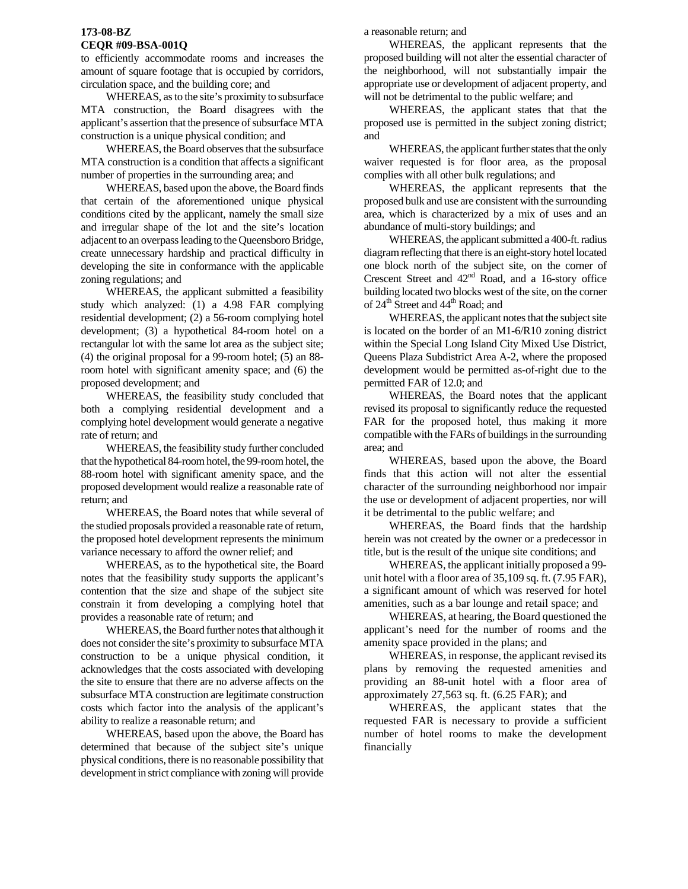**173-08-BZ**
**CEQR #09-BSA-001Q**

to efficiently accommodate rooms and increases the amount of square footage that is occupied by corridors, circulation space, and the building core; and

WHEREAS, as to the site's proximity to subsurface MTA construction, the Board disagrees with the applicant's assertion that the presence of subsurface MTA construction is a unique physical condition; and

WHEREAS, the Board observes that the subsurface MTA construction is a condition that affects a significant number of properties in the surrounding area; and

WHEREAS, based upon the above, the Board finds that certain of the aforementioned unique physical conditions cited by the applicant, namely the small size and irregular shape of the lot and the site's location adjacent to an overpass leading to the Queensboro Bridge, create unnecessary hardship and practical difficulty in developing the site in conformance with the applicable zoning regulations; and

WHEREAS, the applicant submitted a feasibility study which analyzed: (1) a 4.98 FAR complying residential development; (2) a 56-room complying hotel development; (3) a hypothetical 84-room hotel on a rectangular lot with the same lot area as the subject site; (4) the original proposal for a 99-room hotel; (5) an 88-room hotel with significant amenity space; and (6) the proposed development; and

WHEREAS, the feasibility study concluded that both a complying residential development and a complying hotel development would generate a negative rate of return; and

WHEREAS, the feasibility study further concluded that the hypothetical 84-room hotel, the 99-room hotel, the 88-room hotel with significant amenity space, and the proposed development would realize a reasonable rate of return; and

WHEREAS, the Board notes that while several of the studied proposals provided a reasonable rate of return, the proposed hotel development represents the minimum variance necessary to afford the owner relief; and

WHEREAS, as to the hypothetical site, the Board notes that the feasibility study supports the applicant's contention that the size and shape of the subject site constrain it from developing a complying hotel that provides a reasonable rate of return; and

WHEREAS, the Board further notes that although it does not consider the site's proximity to subsurface MTA construction to be a unique physical condition, it acknowledges that the costs associated with developing the site to ensure that there are no adverse affects on the subsurface MTA construction are legitimate construction costs which factor into the analysis of the applicant's ability to realize a reasonable return; and

WHEREAS, based upon the above, the Board has determined that because of the subject site's unique physical conditions, there is no reasonable possibility that development in strict compliance with zoning will provide a reasonable return; and

WHEREAS, the applicant represents that the proposed building will not alter the essential character of the neighborhood, will not substantially impair the appropriate use or development of adjacent property, and will not be detrimental to the public welfare; and

WHEREAS, the applicant states that the proposed use is permitted in the subject zoning district; and

WHEREAS, the applicant further states that the only waiver requested is for floor area, as the proposal complies with all other bulk regulations; and

WHEREAS, the applicant represents that the proposed bulk and use are consistent with the surrounding area, which is characterized by a mix of uses and an abundance of multi-story buildings; and

WHEREAS, the applicant submitted a 400-ft. radius diagram reflecting that there is an eight-story hotel located one block north of the subject site, on the corner of Crescent Street and 42nd Road, and a 16-story office building located two blocks west of the site, on the corner of 24th Street and 44th Road; and

WHEREAS, the applicant notes that the subject site is located on the border of an M1-6/R10 zoning district within the Special Long Island City Mixed Use District, Queens Plaza Subdistrict Area A-2, where the proposed development would be permitted as-of-right due to the permitted FAR of 12.0; and

WHEREAS, the Board notes that the applicant revised its proposal to significantly reduce the requested FAR for the proposed hotel, thus making it more compatible with the FARs of buildings in the surrounding area; and

WHEREAS, based upon the above, the Board finds that this action will not alter the essential character of the surrounding neighborhood nor impair the use or development of adjacent properties, nor will it be detrimental to the public welfare; and

WHEREAS, the Board finds that the hardship herein was not created by the owner or a predecessor in title, but is the result of the unique site conditions; and

WHEREAS, the applicant initially proposed a 99-unit hotel with a floor area of 35,109 sq. ft. (7.95 FAR), a significant amount of which was reserved for hotel amenities, such as a bar lounge and retail space; and

WHEREAS, at hearing, the Board questioned the applicant's need for the number of rooms and the amenity space provided in the plans; and

WHEREAS, in response, the applicant revised its plans by removing the requested amenities and providing an 88-unit hotel with a floor area of approximately 27,563 sq. ft. (6.25 FAR); and

WHEREAS, the applicant states that the requested FAR is necessary to provide a sufficient number of hotel rooms to make the development financially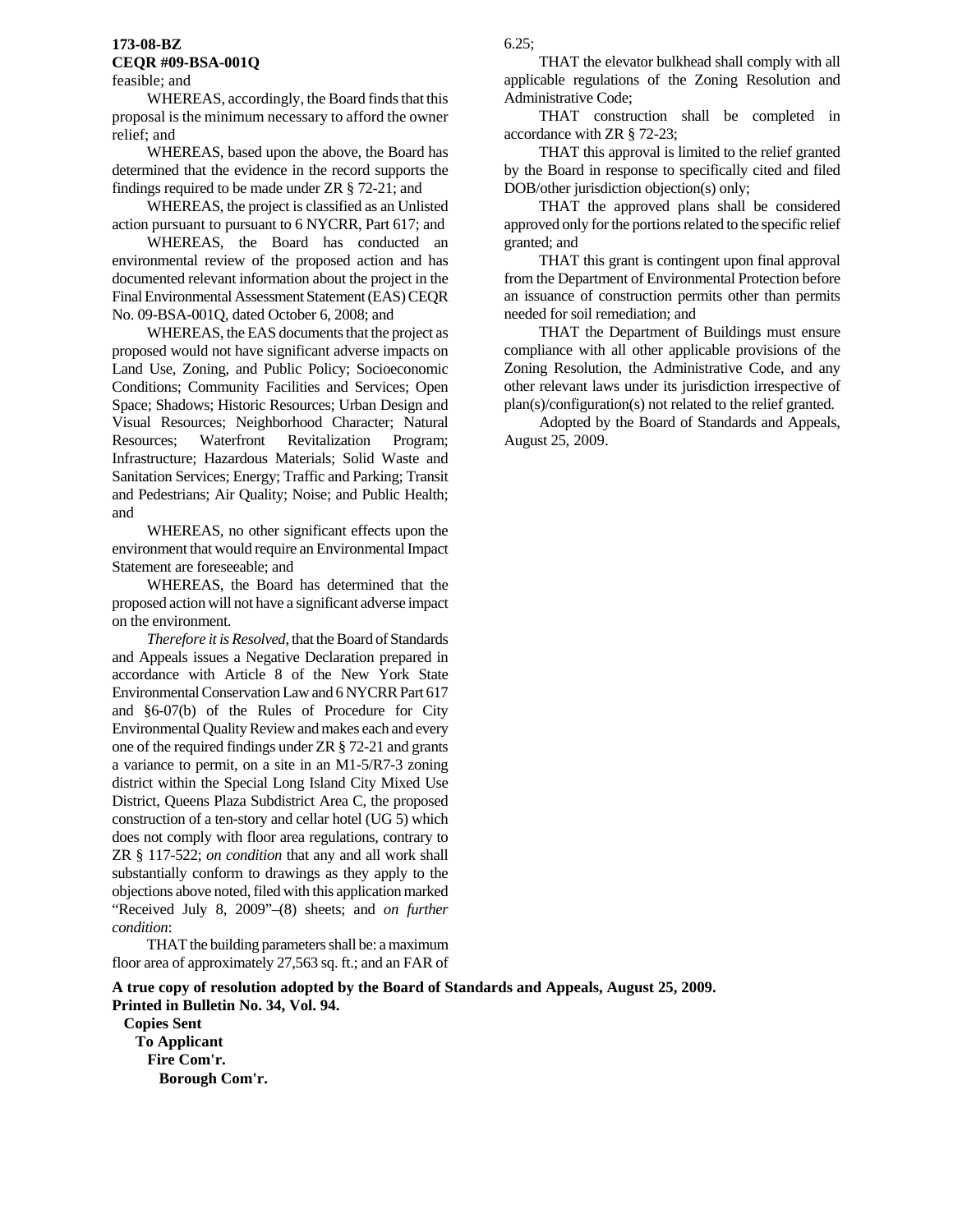**173-08-BZ**
**CEQR #09-BSA-001Q**

feasible; and

WHEREAS, accordingly, the Board finds that this proposal is the minimum necessary to afford the owner relief; and

WHEREAS, based upon the above, the Board has determined that the evidence in the record supports the findings required to be made under ZR § 72-21; and

WHEREAS, the project is classified as an Unlisted action pursuant to pursuant to 6 NYCRR, Part 617; and

WHEREAS, the Board has conducted an environmental review of the proposed action and has documented relevant information about the project in the Final Environmental Assessment Statement (EAS) CEQR No. 09-BSA-001Q, dated October 6, 2008; and

WHEREAS, the EAS documents that the project as proposed would not have significant adverse impacts on Land Use, Zoning, and Public Policy; Socioeconomic Conditions; Community Facilities and Services; Open Space; Shadows; Historic Resources; Urban Design and Visual Resources; Neighborhood Character; Natural Resources; Waterfront Revitalization Program; Infrastructure; Hazardous Materials; Solid Waste and Sanitation Services; Energy; Traffic and Parking; Transit and Pedestrians; Air Quality; Noise; and Public Health; and

WHEREAS, no other significant effects upon the environment that would require an Environmental Impact Statement are foreseeable; and

WHEREAS, the Board has determined that the proposed action will not have a significant adverse impact on the environment.

*Therefore it is Resolved*, that the Board of Standards and Appeals issues a Negative Declaration prepared in accordance with Article 8 of the New York State Environmental Conservation Law and 6 NYCRR Part 617 and §6-07(b) of the Rules of Procedure for City Environmental Quality Review and makes each and every one of the required findings under ZR § 72-21 and grants a variance to permit, on a site in an M1-5/R7-3 zoning district within the Special Long Island City Mixed Use District, Queens Plaza Subdistrict Area C, the proposed construction of a ten-story and cellar hotel (UG 5) which does not comply with floor area regulations, contrary to ZR § 117-522; *on condition* that any and all work shall substantially conform to drawings as they apply to the objections above noted, filed with this application marked "Received July 8, 2009"–(8) sheets; and *on further condition*:

THAT the building parameters shall be: a maximum floor area of approximately 27,563 sq. ft.; and an FAR of 6.25;

THAT the elevator bulkhead shall comply with all applicable regulations of the Zoning Resolution and Administrative Code;

THAT construction shall be completed in accordance with ZR § 72-23;

THAT this approval is limited to the relief granted by the Board in response to specifically cited and filed DOB/other jurisdiction objection(s) only;

THAT the approved plans shall be considered approved only for the portions related to the specific relief granted; and

THAT this grant is contingent upon final approval from the Department of Environmental Protection before an issuance of construction permits other than permits needed for soil remediation; and

THAT the Department of Buildings must ensure compliance with all other applicable provisions of the Zoning Resolution, the Administrative Code, and any other relevant laws under its jurisdiction irrespective of plan(s)/configuration(s) not related to the relief granted.

Adopted by the Board of Standards and Appeals, August 25, 2009.

**A true copy of resolution adopted by the Board of Standards and Appeals, August 25, 2009.**
**Printed in Bulletin No. 34, Vol. 94.**

**Copies Sent**
**To Applicant**
**Fire Com'r.**
**Borough Com'r.**